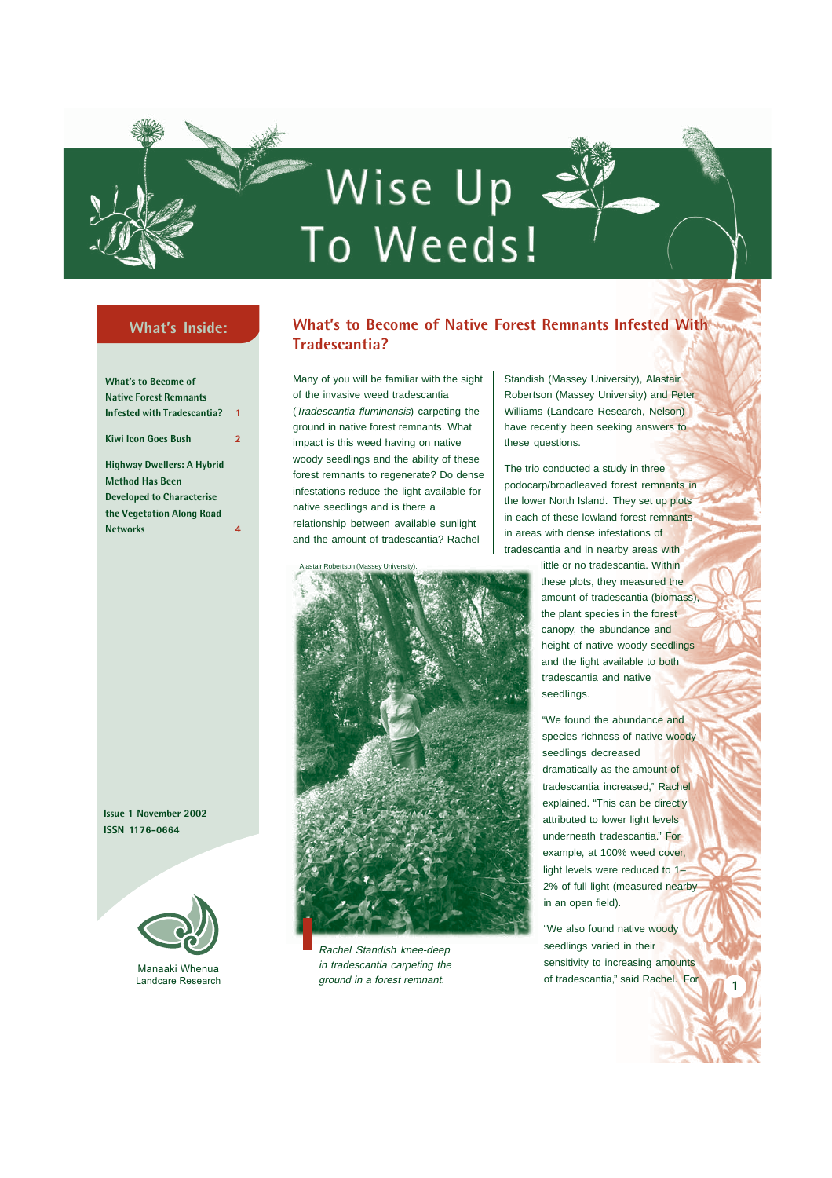# Wise Up To Weeds!

## What's Inside:

What's to Become of Native Forest Remnants Infested with Tradescantia? 1

Kiwi Icon Goes Bush 2

Highway Dwellers: A Hybrid Method Has Been Developed to Characterise the Vegetation Along Road Networks 4

Issue 1 November 2002
ISSN 1176-0664

Manaaki Whenua
Landcare Research

## What's to Become of Native Forest Remnants Infested With Tradescantia?

Many of you will be familiar with the sight of the invasive weed tradescantia (*Tradescantia fluminensis*) carpeting the ground in native forest remnants. What impact is this weed having on native woody seedlings and the ability of these forest remnants to regenerate? Do dense infestations reduce the light available for native seedlings and is there a relationship between available sunlight and the amount of tradescantia? Rachel Standish (Massey University), Alastair Robertson (Massey University) and Peter Williams (Landcare Research, Nelson) have recently been seeking answers to these questions.

The trio conducted a study in three podocarp/broadleaved forest remnants in the lower North Island. They set up plots in each of these lowland forest remnants in areas with dense infestations of tradescantia and in nearby areas with little or no tradescantia. Within these plots, they measured the amount of tradescantia (biomass), the plant species in the forest canopy, the abundance and height of native woody seedlings and the light available to both tradescantia and native seedlings.

"We found the abundance and species richness of native woody seedlings decreased dramatically as the amount of tradescantia increased," Rachel explained. "This can be directly attributed to lower light levels underneath tradescantia." For example, at 100% weed cover, light levels were reduced to 1–2% of full light (measured nearby in an open field).

Alastair Robertson (Massey University).

*Rachel Standish knee-deep in tradescantia carpeting the ground in a forest remnant.*

"We also found native woody seedlings varied in their sensitivity to increasing amounts of tradescantia," said Rachel. For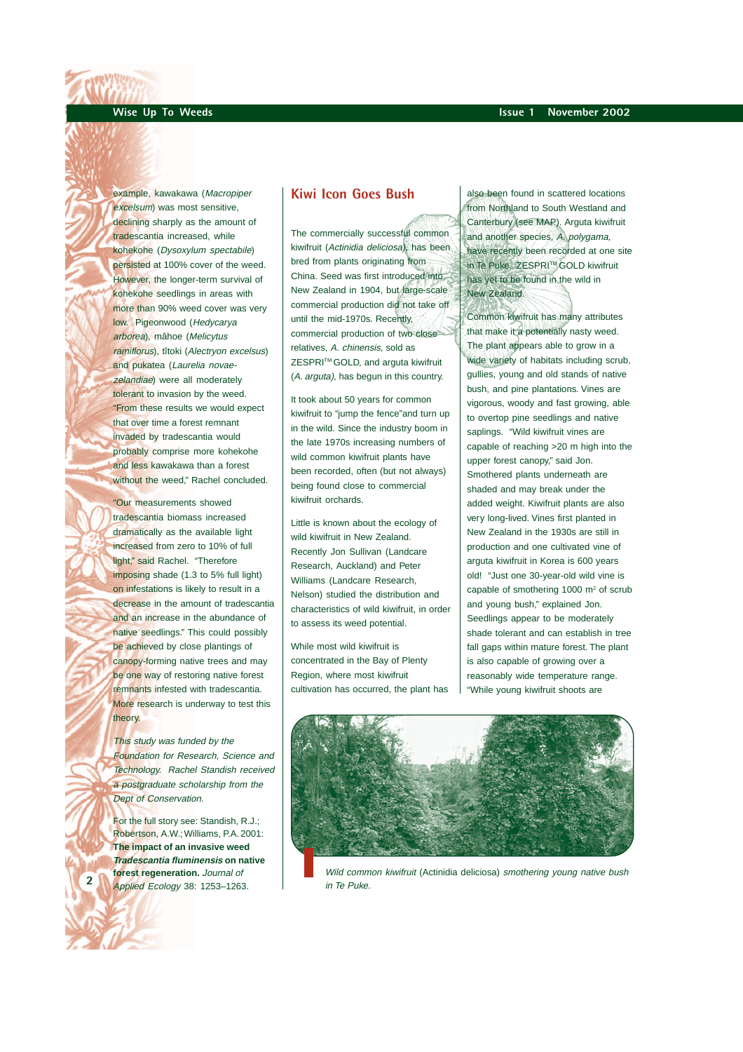example, kawakawa (*Macropiper excelsum*) was most sensitive, declining sharply as the amount of tradescantia increased, while kohekohe (*Dysoxylum spectabile*) persisted at 100% cover of the weed. However, the longer-term survival of kohekohe seedlings in areas with more than 90% weed cover was very low. Pigeonwood (*Hedycarya arborea*), māhoe (*Melicytus ramiflorus*), tītoki (*Alectryon excelsus*) and pukatea (*Laurelia novae-zelandiae*) were all moderately tolerant to invasion by the weed. "From these results we would expect that over time a forest remnant invaded by tradescantia would probably comprise more kohekohe and less kawakawa than a forest without the weed," Rachel concluded.

"Our measurements showed tradescantia biomass increased dramatically as the available light increased from zero to 10% of full light," said Rachel. "Therefore imposing shade (1.3 to 5% full light) on infestations is likely to result in a decrease in the amount of tradescantia and an increase in the abundance of native seedlings." This could possibly be achieved by close plantings of canopy-forming native trees and may be one way of restoring native forest remnants infested with tradescantia. More research is underway to test this theory.

*This study was funded by the Foundation for Research, Science and Technology. Rachel Standish received a postgraduate scholarship from the Dept of Conservation.*

For the full story see: Standish, R.J.; Robertson, A.W.; Williams, P.A. 2001: **The impact of an invasive weed *Tradescantia fluminensis* on native forest regeneration.** *Journal of Applied Ecology* 38: 1253–1263.

## Kiwi Icon Goes Bush

The commercially successful common kiwifruit (*Actinidia deliciosa*), has been bred from plants originating from China. Seed was first introduced into New Zealand in 1904, but large-scale commercial production did not take off until the mid-1970s. Recently, commercial production of two close relatives, *A. chinensis*, sold as ZESPRI™ GOLD, and arguta kiwifruit (*A. arguta*), has begun in this country.

It took about 50 years for common kiwifruit to "jump the fence" and turn up in the wild. Since the industry boom in the late 1970s increasing numbers of wild common kiwifruit plants have been recorded, often (but not always) being found close to commercial kiwifruit orchards.

Little is known about the ecology of wild kiwifruit in New Zealand. Recently Jon Sullivan (Landcare Research, Auckland) and Peter Williams (Landcare Research, Nelson) studied the distribution and characteristics of wild kiwifruit, in order to assess its weed potential.

While most wild kiwifruit is concentrated in the Bay of Plenty Region, where most kiwifruit cultivation has occurred, the plant has also been found in scattered locations from Northland to South Westland and Canterbury (see MAP). Arguta kiwifruit and another species, *A. polygama*, have recently been recorded at one site in Te Puke. ZESPRI™ GOLD kiwifruit has yet to be found in the wild in New Zealand.

Common kiwifruit has many attributes that make it a potentially nasty weed. The plant appears able to grow in a wide variety of habitats including scrub, gullies, young and old stands of native bush, and pine plantations. Vines are vigorous, woody and fast growing, able to overtop pine seedlings and native saplings. "Wild kiwifruit vines are capable of reaching >20 m high into the upper forest canopy," said Jon. Smothered plants underneath are shaded and may break under the added weight. Kiwifruit plants are also very long-lived. Vines first planted in New Zealand in the 1930s are still in production and one cultivated vine of arguta kiwifruit in Korea is 600 years old! "Just one 30-year-old wild vine is capable of smothering 1000 m² of scrub and young bush," explained Jon. Seedlings appear to be moderately shade tolerant and can establish in tree fall gaps within mature forest. The plant is also capable of growing over a reasonably wide temperature range. "While young kiwifruit shoots are

*Wild common kiwifruit* (Actinidia deliciosa) *smothering young native bush in Te Puke.*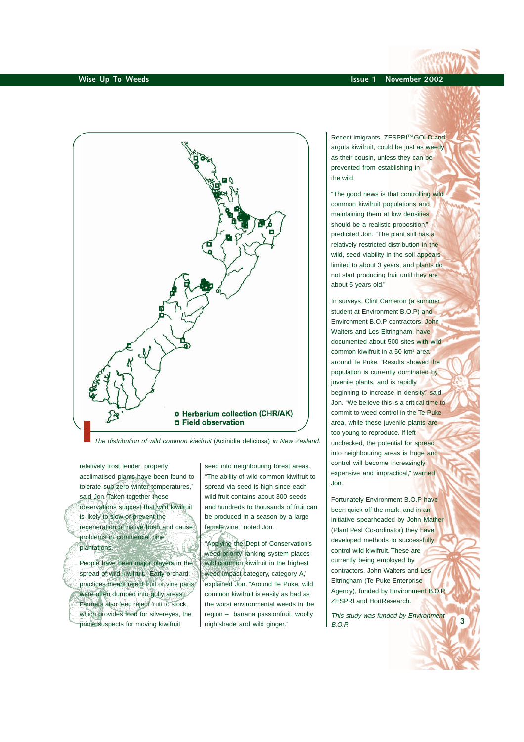**○ Herbarium collection (CHR/AK)**
**□ Field observation**

*The distribution of wild common kiwifruit* (Actinidia deliciosa) *in New Zealand.*

relatively frost tender, properly acclimatised plants have been found to tolerate sub-zero winter temperatures," said Jon. Taken together these observations suggest that wild kiwifruit is likely to slow or prevent the regeneration of native bush and cause problems in commercial pine plantations.

People have been major players in the spread of wild kiwifruit. Early orchard practices meant reject fruit or vine parts were often dumped into gully areas. Farmers also feed reject fruit to stock, which provides food for silvereyes, the prime suspects for moving kiwifruit seed into neighbouring forest areas. "The ability of wild common kiwifruit to spread via seed is high since each wild fruit contains about 300 seeds and hundreds to thousands of fruit can be produced in a season by a large female vine," noted Jon.

"Applying the Dept of Conservation's weed priority ranking system places wild common kiwifruit in the highest weed impact category, category A," explained Jon. "Around Te Puke, wild common kiwifruit is easily as bad as the worst environmental weeds in the region – banana passionfruit, woolly nightshade and wild ginger."

Recent imigrants, ZESPRI™ GOLD and arguta kiwifruit, could be just as weedy as their cousin, unless they can be prevented from establishing in the wild.

"The good news is that controlling wild common kiwifruit populations and maintaining them at low densities should be a realistic proposition," predicited Jon. "The plant still has a relatively restricted distribution in the wild, seed viability in the soil appears limited to about 3 years, and plants do not start producing fruit until they are about 5 years old."

In surveys, Clint Cameron (a summer student at Environment B.O.P) and Environment B.O.P contractors, John Walters and Les Eltringham, have documented about 500 sites with wild common kiwifruit in a 50 km² area around Te Puke. "Results showed the population is currently dominated by juvenile plants, and is rapidly beginning to increase in density," said Jon. "We believe this is a critical time to commit to weed control in the Te Puke area, while these juvenile plants are too young to reproduce. If left unchecked, the potential for spread into neighbouring areas is huge and control will become increasingly expensive and impractical," warned Jon.

Fortunately Environment B.O.P have been quick off the mark, and in an initiative spearheaded by John Mather (Plant Pest Co-ordinator) they have developed methods to successfully control wild kiwifruit. These are currently being employed by contractors, John Walters and Les Eltringham (Te Puke Enterprise Agency), funded by Environment B.O.P, ZESPRI and HortResearch.

*This study was funded by Environment B.O.P.*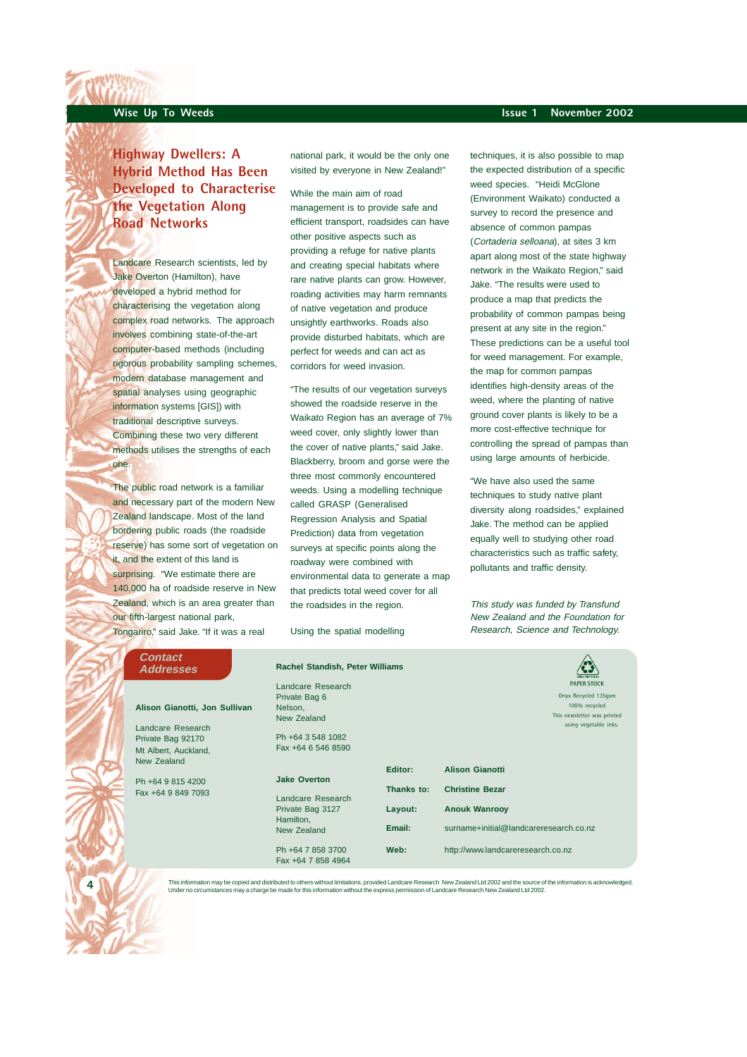# Highway Dwellers: A Hybrid Method Has Been Developed to Characterise the Vegetation Along Road Networks

Landcare Research scientists, led by Jake Overton (Hamilton), have developed a hybrid method for characterising the vegetation along complex road networks. The approach involves combining state-of-the-art computer-based methods (including rigorous probability sampling schemes, modern database management and spatial analyses using geographic information systems [GIS]) with traditional descriptive surveys. Combining these two very different methods utilises the strengths of each one.

The public road network is a familiar and necessary part of the modern New Zealand landscape. Most of the land bordering public roads (the roadside reserve) has some sort of vegetation on it, and the extent of this land is surprising. "We estimate there are 140,000 ha of roadside reserve in New Zealand, which is an area greater than our fifth-largest national park, Tongariro," said Jake. "If it was a real national park, it would be the only one visited by everyone in New Zealand!"

While the main aim of road management is to provide safe and efficient transport, roadsides can have other positive aspects such as providing a refuge for native plants and creating special habitats where rare native plants can grow. However, roading activities may harm remnants of native vegetation and produce unsightly earthworks. Roads also provide disturbed habitats, which are perfect for weeds and can act as corridors for weed invasion.

"The results of our vegetation surveys showed the roadside reserve in the Waikato Region has an average of 7% weed cover, only slightly lower than the cover of native plants," said Jake. Blackberry, broom and gorse were the three most commonly encountered weeds. Using a modelling technique called GRASP (Generalised Regression Analysis and Spatial Prediction) data from vegetation surveys at specific points along the roadway were combined with environmental data to generate a map that predicts total weed cover for all the roadsides in the region.

Using the spatial modelling techniques, it is also possible to map the expected distribution of a specific weed species. "Heidi McGlone (Environment Waikato) conducted a survey to record the presence and absence of common pampas (*Cortaderia selloana*), at sites 3 km apart along most of the state highway network in the Waikato Region," said Jake. "The results were used to produce a map that predicts the probability of common pampas being present at any site in the region." These predictions can be a useful tool for weed management. For example, the map for common pampas identifies high-density areas of the weed, where the planting of native ground cover plants is likely to be a more cost-effective technique for controlling the spread of pampas than using large amounts of herbicide.

"We have also used the same techniques to study native plant diversity along roadsides," explained Jake. The method can be applied equally well to studying other road characteristics such as traffic safety, pollutants and traffic density.

*This study was funded by Transfund New Zealand and the Foundation for Research, Science and Technology.*

## Contact Addresses

**Alison Gianotti, Jon Sullivan**

Landcare Research
Private Bag 92170
Mt Albert, Auckland,
New Zealand

Ph +64 9 815 4200
Fax +64 9 849 7093

**Rachel Standish, Peter Williams**

Landcare Research
Private Bag 6
Nelson,
New Zealand

Ph +64 3 548 1082
Fax +64 6 546 8590

**Jake Overton**

Landcare Research
Private Bag 3127
Hamilton,
New Zealand

Ph +64 7 858 3700
Fax +64 7 858 4964

PAPER STOCK
Onyx Recycled 135gsm
100% recycled
This newsletter was printed using vegetable inks.

**Editor:** **Alison Gianotti**

**Thanks to:** **Christine Bezar**

**Layout:** **Anouk Wanrooy**

**Email:** surname+initial@landcareresearch.co.nz

**Web:** http://www.landcareresearch.co.nz

This information may be copied and distributed to others without limitations, provided Landcare Research New Zealand Ltd 2002 and the source of the information is acknowledged. Under no circumstances may a charge be made for this information without the express permission of Landcare Research New Zealand Ltd 2002.